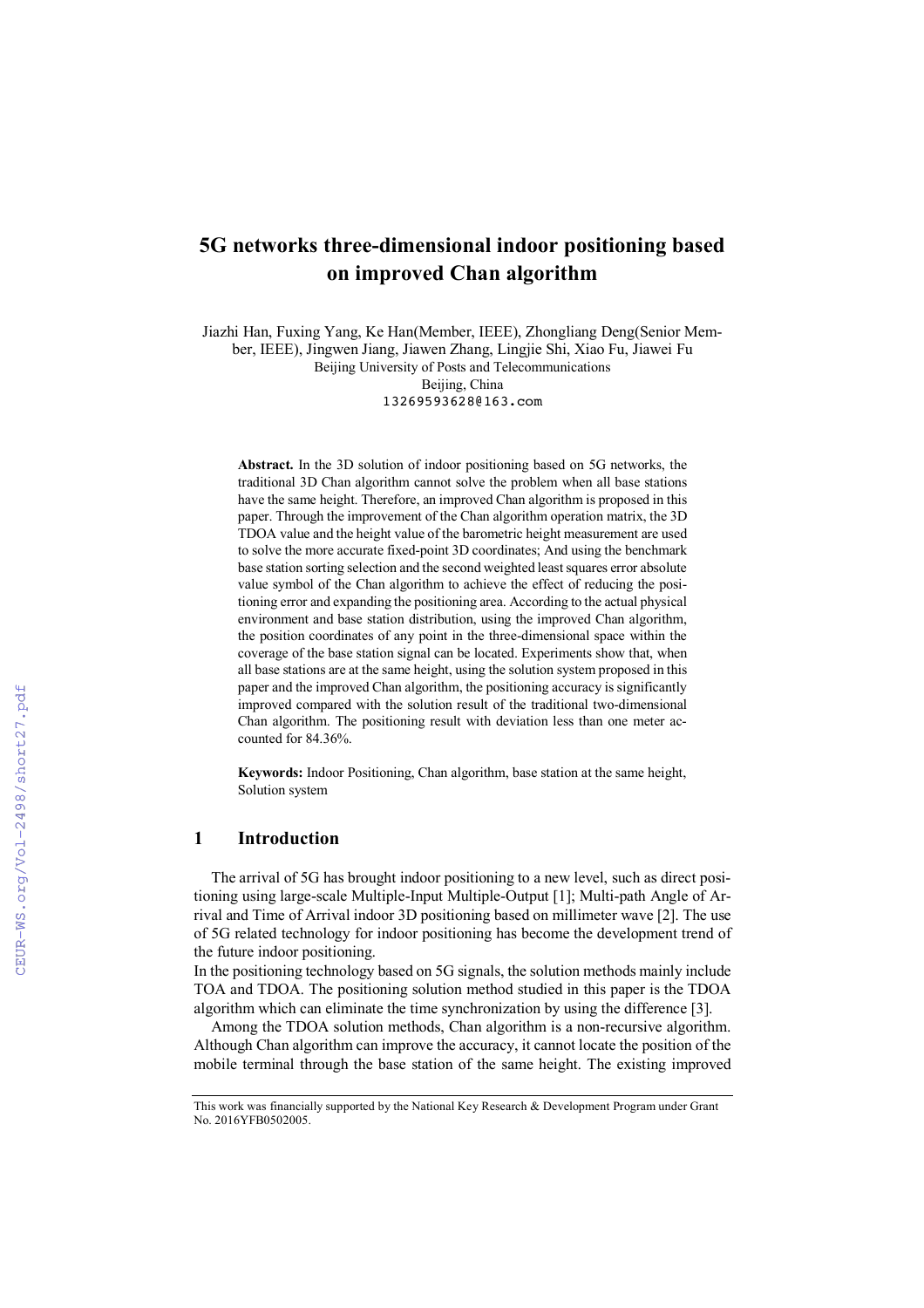# 5G networks three-dimensional indoor positioning based on improved Chan algorithm

Jiazhi Han, Fuxing Yang, Ke Han(Member, IEEE), Zhongliang Deng(Senior Member, IEEE), Jingwen Jiang, Jiawen Zhang, Lingjie Shi, Xiao Fu, Jiawei Fu
Beijing University of Posts and Telecommunications
Beijing, China
13269593628@163.com

**Abstract.** In the 3D solution of indoor positioning based on 5G networks, the traditional 3D Chan algorithm cannot solve the problem when all base stations have the same height. Therefore, an improved Chan algorithm is proposed in this paper. Through the improvement of the Chan algorithm operation matrix, the 3D TDOA value and the height value of the barometric height measurement are used to solve the more accurate fixed-point 3D coordinates; And using the benchmark base station sorting selection and the second weighted least squares error absolute value symbol of the Chan algorithm to achieve the effect of reducing the positioning error and expanding the positioning area. According to the actual physical environment and base station distribution, using the improved Chan algorithm, the position coordinates of any point in the three-dimensional space within the coverage of the base station signal can be located. Experiments show that, when all base stations are at the same height, using the solution system proposed in this paper and the improved Chan algorithm, the positioning accuracy is significantly improved compared with the solution result of the traditional two-dimensional Chan algorithm. The positioning result with deviation less than one meter accounted for 84.36%.

**Keywords:** Indoor Positioning, Chan algorithm, base station at the same height, Solution system

## 1 Introduction

The arrival of 5G has brought indoor positioning to a new level, such as direct positioning using large-scale Multiple-Input Multiple-Output [1]; Multi-path Angle of Arrival and Time of Arrival indoor 3D positioning based on millimeter wave [2]. The use of 5G related technology for indoor positioning has become the development trend of the future indoor positioning.

In the positioning technology based on 5G signals, the solution methods mainly include TOA and TDOA. The positioning solution method studied in this paper is the TDOA algorithm which can eliminate the time synchronization by using the difference [3].

Among the TDOA solution methods, Chan algorithm is a non-recursive algorithm. Although Chan algorithm can improve the accuracy, it cannot locate the position of the mobile terminal through the base station of the same height. The existing improved

This work was financially supported by the National Key Research & Development Program under Grant No. 2016YFB0502005.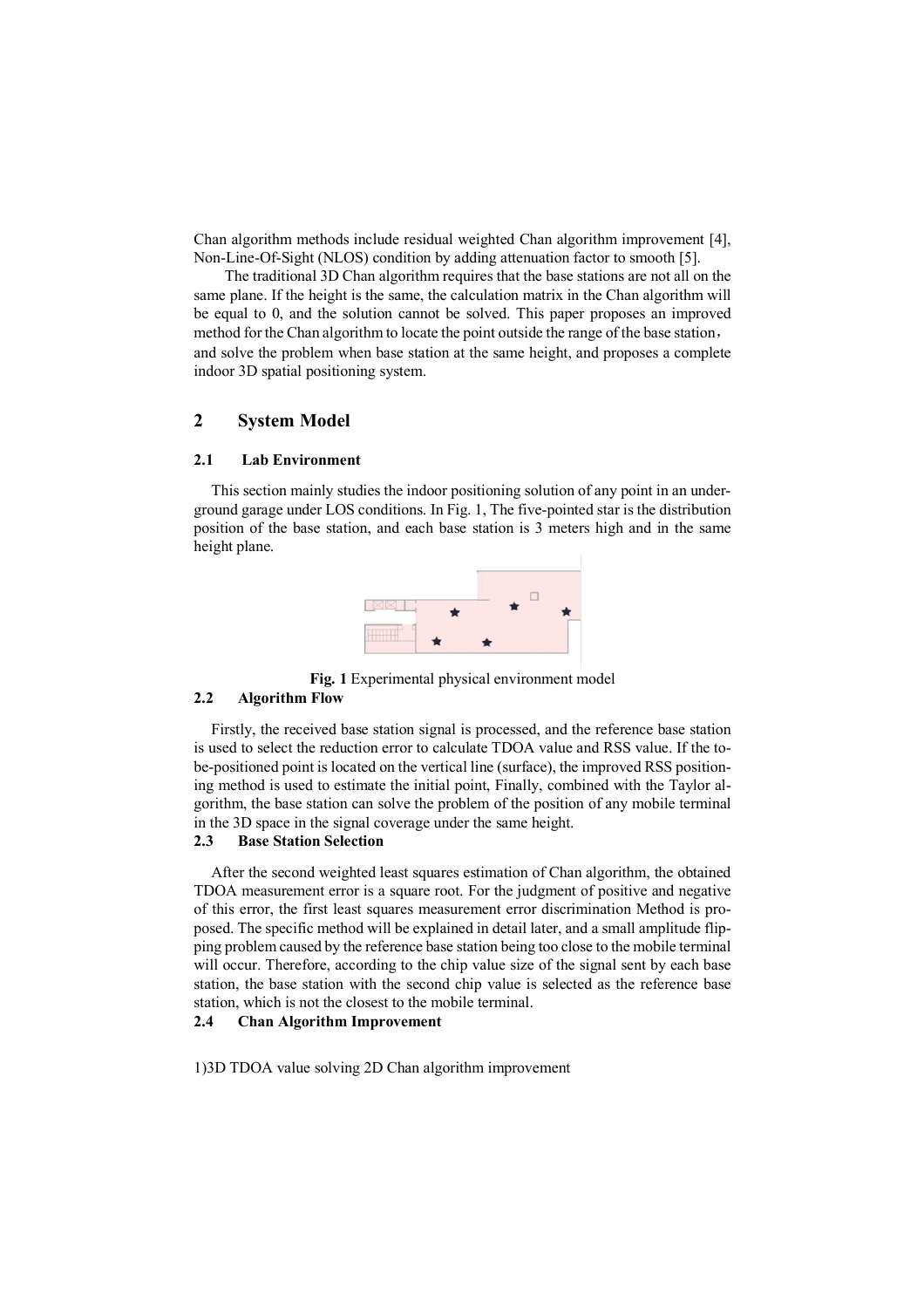Chan algorithm methods include residual weighted Chan algorithm improvement [4], Non-Line-Of-Sight (NLOS) condition by adding attenuation factor to smooth [5].

The traditional 3D Chan algorithm requires that the base stations are not all on the same plane. If the height is the same, the calculation matrix in the Chan algorithm will be equal to 0, and the solution cannot be solved. This paper proposes an improved method for the Chan algorithm to locate the point outside the range of the base station， and solve the problem when base station at the same height, and proposes a complete indoor 3D spatial positioning system.

## 2 System Model

### 2.1 Lab Environment

This section mainly studies the indoor positioning solution of any point in an underground garage under LOS conditions. In Fig. 1, The five-pointed star is the distribution position of the base station, and each base station is 3 meters high and in the same height plane.

**Fig. 1** Experimental physical environment model

### 2.2 Algorithm Flow

Firstly, the received base station signal is processed, and the reference base station is used to select the reduction error to calculate TDOA value and RSS value. If the to-be-positioned point is located on the vertical line (surface), the improved RSS positioning method is used to estimate the initial point, Finally, combined with the Taylor algorithm, the base station can solve the problem of the position of any mobile terminal in the 3D space in the signal coverage under the same height.

### 2.3 Base Station Selection

After the second weighted least squares estimation of Chan algorithm, the obtained TDOA measurement error is a square root. For the judgment of positive and negative of this error, the first least squares measurement error discrimination Method is proposed. The specific method will be explained in detail later, and a small amplitude flipping problem caused by the reference base station being too close to the mobile terminal will occur. Therefore, according to the chip value size of the signal sent by each base station, the base station with the second chip value is selected as the reference base station, which is not the closest to the mobile terminal.

### 2.4 Chan Algorithm Improvement

1)3D TDOA value solving 2D Chan algorithm improvement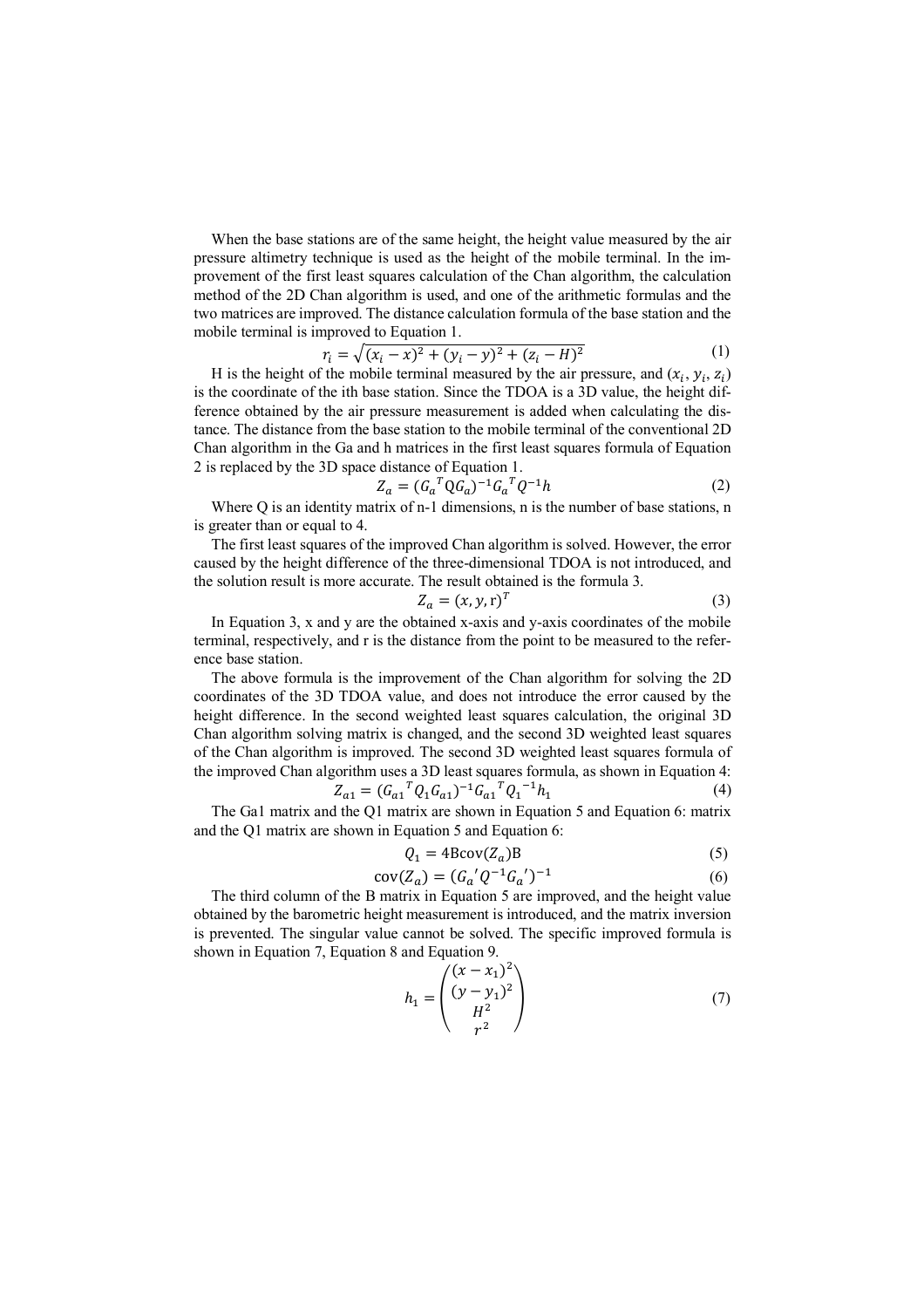When the base stations are of the same height, the height value measured by the air pressure altimetry technique is used as the height of the mobile terminal. In the improvement of the first least squares calculation of the Chan algorithm, the calculation method of the 2D Chan algorithm is used, and one of the arithmetic formulas and the two matrices are improved. The distance calculation formula of the base station and the mobile terminal is improved to Equation 1.

$$r_i = \sqrt{(x_i - x)^2 + (y_i - y)^2 + (z_i - H)^2} \tag{1}$$

H is the height of the mobile terminal measured by the air pressure, and $(x_i, y_i, z_i)$ is the coordinate of the ith base station. Since the TDOA is a 3D value, the height difference obtained by the air pressure measurement is added when calculating the distance. The distance from the base station to the mobile terminal of the conventional 2D Chan algorithm in the Ga and h matrices in the first least squares formula of Equation 2 is replaced by the 3D space distance of Equation 1.

$$Z_a = ({G_a}^T \mathrm{Q} G_a)^{-1} {G_a}^T Q^{-1} h \tag{2}$$

Where Q is an identity matrix of n-1 dimensions, n is the number of base stations, n is greater than or equal to 4.

The first least squares of the improved Chan algorithm is solved. However, the error caused by the height difference of the three-dimensional TDOA is not introduced, and the solution result is more accurate. The result obtained is the formula 3.

$$Z_a = (x, y, \mathrm{r})^T \tag{3}$$

In Equation 3, x and y are the obtained x-axis and y-axis coordinates of the mobile terminal, respectively, and r is the distance from the point to be measured to the reference base station.

The above formula is the improvement of the Chan algorithm for solving the 2D coordinates of the 3D TDOA value, and does not introduce the error caused by the height difference. In the second weighted least squares calculation, the original 3D Chan algorithm solving matrix is changed, and the second 3D weighted least squares of the Chan algorithm is improved. The second 3D weighted least squares formula of the improved Chan algorithm uses a 3D least squares formula, as shown in Equation 4:

$$Z_{a1} = ({G_{a1}}^T Q_1 G_{a1})^{-1} {G_{a1}}^T {Q_1}^{-1} h_1 \tag{4}$$

The Ga1 matrix and the Q1 matrix are shown in Equation 5 and Equation 6: matrix and the Q1 matrix are shown in Equation 5 and Equation 6:

$$Q_1 = 4\mathrm{B}\mathrm{cov}(Z_a)\mathrm{B} \tag{5}$$

$$\mathrm{cov}(Z_a) = ({G_a}' Q^{-1} {G_a}')^{-1} \tag{6}$$

The third column of the B matrix in Equation 5 are improved, and the height value obtained by the barometric height measurement is introduced, and the matrix inversion is prevented. The singular value cannot be solved. The specific improved formula is shown in Equation 7, Equation 8 and Equation 9.

$$h_1 = \begin{pmatrix} (x - x_1)^2 \\ (y - y_1)^2 \\ H^2 \\ r^2 \end{pmatrix} \tag{7}$$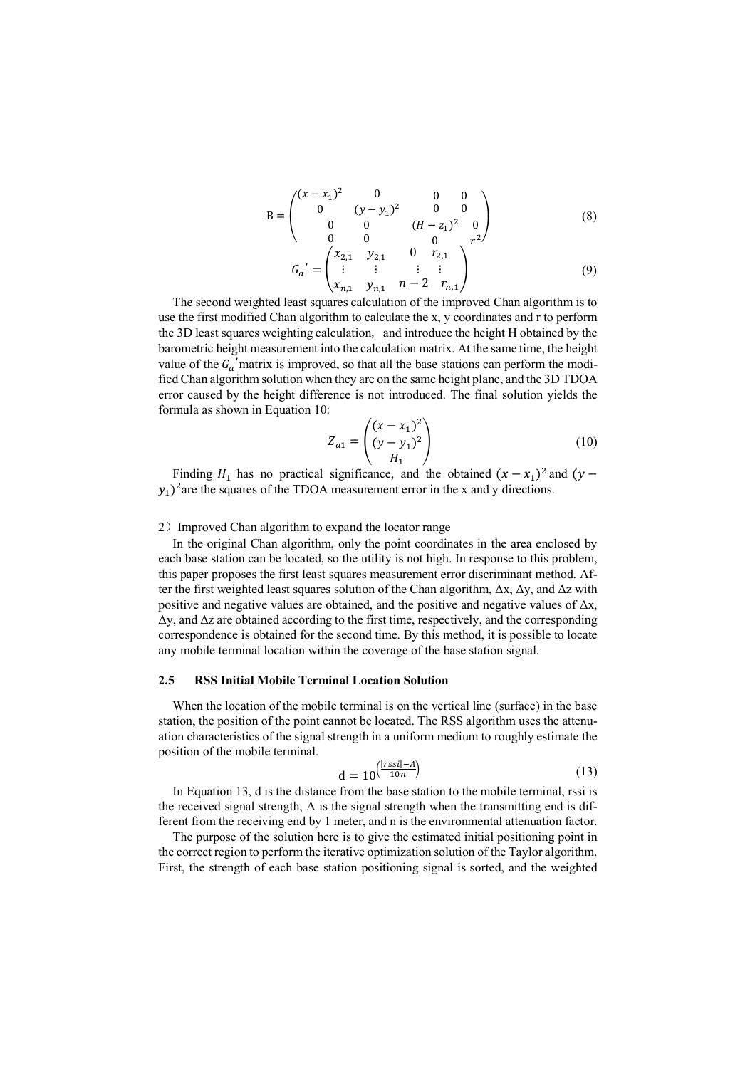$$
\mathrm{B} = \begin{pmatrix} (x-x_1)^2 & 0 & 0 & 0 \\ 0 & (y-y_1)^2 & 0 & 0 \\ 0 & 0 & (H-z_1)^2 & 0 \\ 0 & 0 & 0 & r^2 \end{pmatrix} \tag{8}
$$

$$
{G_a}' = \begin{pmatrix} x_{2,1} & y_{2,1} & 0 & r_{2,1} \\ \vdots & \vdots & \vdots & \vdots \\ x_{n,1} & y_{n,1} & n-2 & r_{n,1} \end{pmatrix} \tag{9}
$$

The second weighted least squares calculation of the improved Chan algorithm is to use the first modified Chan algorithm to calculate the x, y coordinates and r to perform the 3D least squares weighting calculation, and introduce the height H obtained by the barometric height measurement into the calculation matrix. At the same time, the height value of the ${G_a}'$ matrix is improved, so that all the base stations can perform the modified Chan algorithm solution when they are on the same height plane, and the 3D TDOA error caused by the height difference is not introduced. The final solution yields the formula as shown in Equation 10:

$$
Z_{a1} = \begin{pmatrix} (x-x_1)^2 \\ (y-y_1)^2 \\ H_1 \end{pmatrix} \tag{10}
$$

Finding $H_1$ has no practical significance, and the obtained $(x-x_1)^2$ and $(y-y_1)^2$ are the squares of the TDOA measurement error in the x and y directions.

2）Improved Chan algorithm to expand the locator range

In the original Chan algorithm, only the point coordinates in the area enclosed by each base station can be located, so the utility is not high. In response to this problem, this paper proposes the first least squares measurement error discriminant method. After the first weighted least squares solution of the Chan algorithm, Δx, Δy, and Δz with positive and negative values are obtained, and the positive and negative values of Δx, Δy, and Δz are obtained according to the first time, respectively, and the corresponding correspondence is obtained for the second time. By this method, it is possible to locate any mobile terminal location within the coverage of the base station signal.

### 2.5 RSS Initial Mobile Terminal Location Solution

When the location of the mobile terminal is on the vertical line (surface) in the base station, the position of the point cannot be located. The RSS algorithm uses the attenuation characteristics of the signal strength in a uniform medium to roughly estimate the position of the mobile terminal.

$$
\mathrm{d} = 10^{\left(\frac{|rssi|-A}{10n}\right)} \tag{13}
$$

In Equation 13, d is the distance from the base station to the mobile terminal, rssi is the received signal strength, A is the signal strength when the transmitting end is different from the receiving end by 1 meter, and n is the environmental attenuation factor.

The purpose of the solution here is to give the estimated initial positioning point in the correct region to perform the iterative optimization solution of the Taylor algorithm. First, the strength of each base station positioning signal is sorted, and the weighted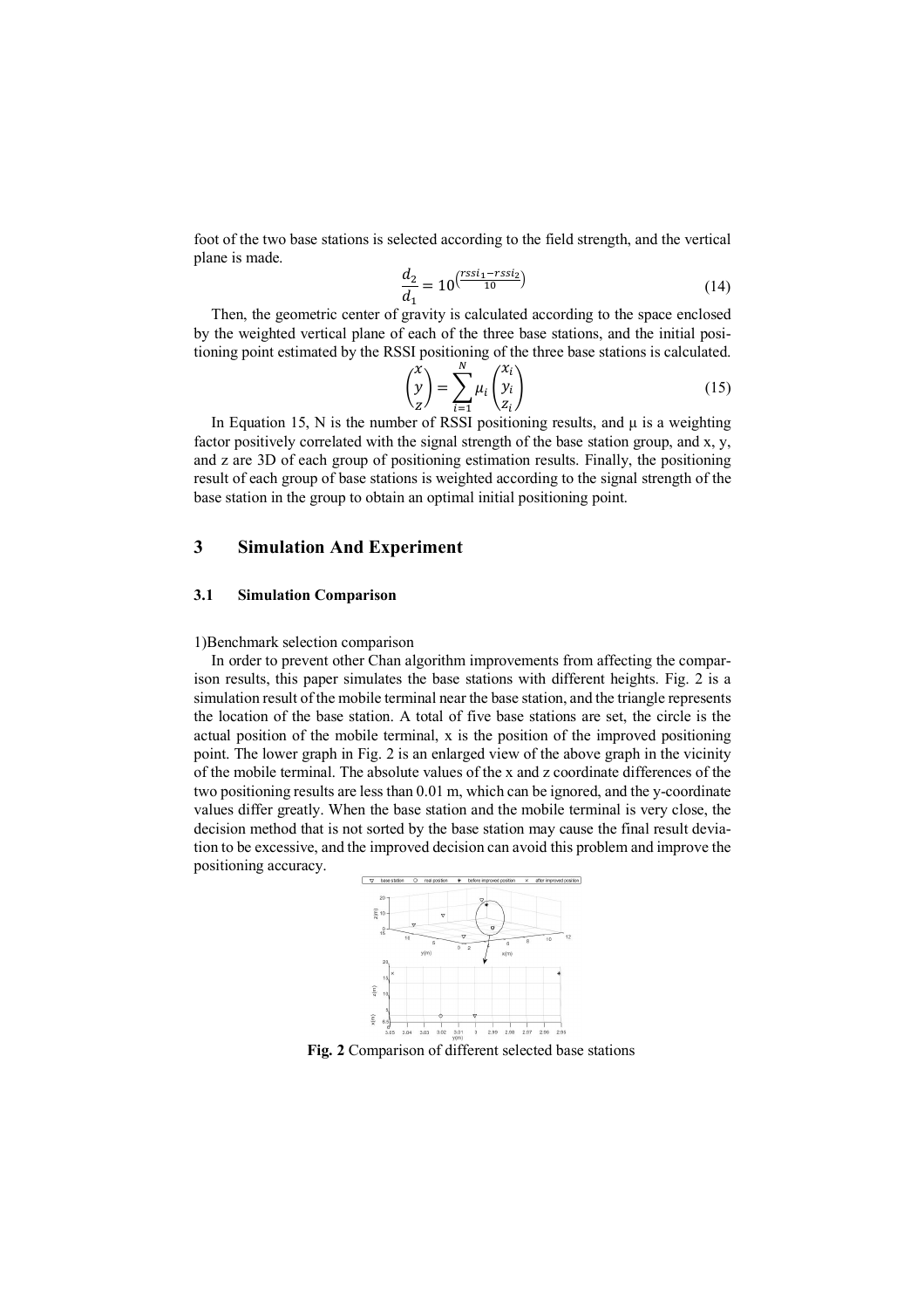foot of the two base stations is selected according to the field strength, and the vertical plane is made.

$$\frac{d_2}{d_1} = 10^{\left(\frac{rssi_1 - rssi_2}{10}\right)} \tag{14}$$

Then, the geometric center of gravity is calculated according to the space enclosed by the weighted vertical plane of each of the three base stations, and the initial positioning point estimated by the RSSI positioning of the three base stations is calculated.

$$\begin{pmatrix} x \\ y \\ z \end{pmatrix} = \sum_{i=1}^{N} \mu_i \begin{pmatrix} x_i \\ y_i \\ z_i \end{pmatrix} \tag{15}$$

In Equation 15, N is the number of RSSI positioning results, and μ is a weighting factor positively correlated with the signal strength of the base station group, and x, y, and z are 3D of each group of positioning estimation results. Finally, the positioning result of each group of base stations is weighted according to the signal strength of the base station in the group to obtain an optimal initial positioning point.

# 3 Simulation And Experiment

## 3.1 Simulation Comparison

1)Benchmark selection comparison

In order to prevent other Chan algorithm improvements from affecting the comparison results, this paper simulates the base stations with different heights. Fig. 2 is a simulation result of the mobile terminal near the base station, and the triangle represents the location of the base station. A total of five base stations are set, the circle is the actual position of the mobile terminal, x is the position of the improved positioning point. The lower graph in Fig. 2 is an enlarged view of the above graph in the vicinity of the mobile terminal. The absolute values of the x and z coordinate differences of the two positioning results are less than 0.01 m, which can be ignored, and the y-coordinate values differ greatly. When the base station and the mobile terminal is very close, the decision method that is not sorted by the base station may cause the final result deviation to be excessive, and the improved decision can avoid this problem and improve the positioning accuracy.

**Fig. 2** Comparison of different selected base stations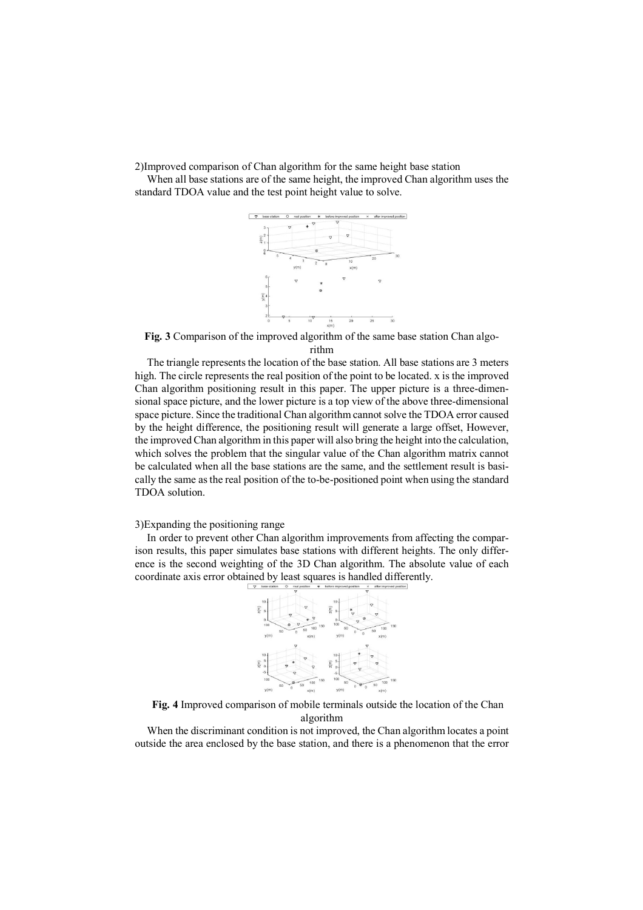2)Improved comparison of Chan algorithm for the same height base station

When all base stations are of the same height, the improved Chan algorithm uses the standard TDOA value and the test point height value to solve.

**Fig. 3** Comparison of the improved algorithm of the same base station Chan algorithm

The triangle represents the location of the base station. All base stations are 3 meters high. The circle represents the real position of the point to be located. x is the improved Chan algorithm positioning result in this paper. The upper picture is a three-dimensional space picture, and the lower picture is a top view of the above three-dimensional space picture. Since the traditional Chan algorithm cannot solve the TDOA error caused by the height difference, the positioning result will generate a large offset, However, the improved Chan algorithm in this paper will also bring the height into the calculation, which solves the problem that the singular value of the Chan algorithm matrix cannot be calculated when all the base stations are the same, and the settlement result is basically the same as the real position of the to-be-positioned point when using the standard TDOA solution.

3)Expanding the positioning range

In order to prevent other Chan algorithm improvements from affecting the comparison results, this paper simulates base stations with different heights. The only difference is the second weighting of the 3D Chan algorithm. The absolute value of each coordinate axis error obtained by least squares is handled differently.

**Fig. 4** Improved comparison of mobile terminals outside the location of the Chan algorithm

When the discriminant condition is not improved, the Chan algorithm locates a point outside the area enclosed by the base station, and there is a phenomenon that the error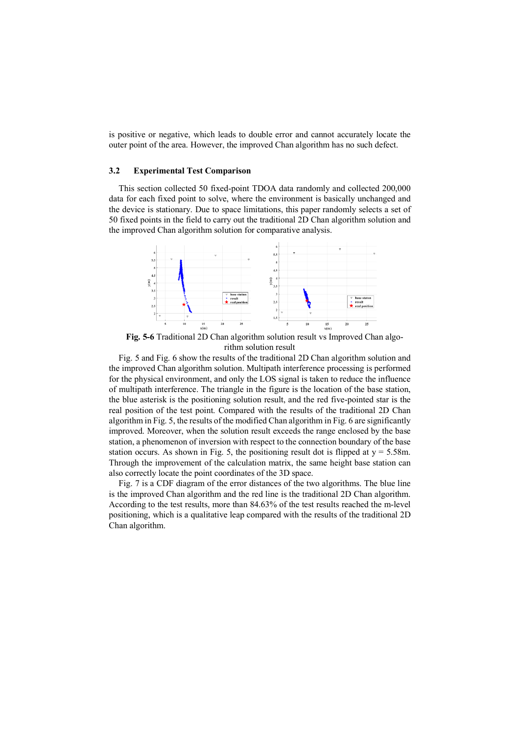is positive or negative, which leads to double error and cannot accurately locate the outer point of the area. However, the improved Chan algorithm has no such defect.

### 3.2 Experimental Test Comparison

This section collected 50 fixed-point TDOA data randomly and collected 200,000 data for each fixed point to solve, where the environment is basically unchanged and the device is stationary. Due to space limitations, this paper randomly selects a set of 50 fixed points in the field to carry out the traditional 2D Chan algorithm solution and the improved Chan algorithm solution for comparative analysis.

**Fig. 5-6** Traditional 2D Chan algorithm solution result vs Improved Chan algorithm solution result

Fig. 5 and Fig. 6 show the results of the traditional 2D Chan algorithm solution and the improved Chan algorithm solution. Multipath interference processing is performed for the physical environment, and only the LOS signal is taken to reduce the influence of multipath interference. The triangle in the figure is the location of the base station, the blue asterisk is the positioning solution result, and the red five-pointed star is the real position of the test point. Compared with the results of the traditional 2D Chan algorithm in Fig. 5, the results of the modified Chan algorithm in Fig. 6 are significantly improved. Moreover, when the solution result exceeds the range enclosed by the base station, a phenomenon of inversion with respect to the connection boundary of the base station occurs. As shown in Fig. 5, the positioning result dot is flipped at y = 5.58m. Through the improvement of the calculation matrix, the same height base station can also correctly locate the point coordinates of the 3D space.

Fig. 7 is a CDF diagram of the error distances of the two algorithms. The blue line is the improved Chan algorithm and the red line is the traditional 2D Chan algorithm. According to the test results, more than 84.63% of the test results reached the m-level positioning, which is a qualitative leap compared with the results of the traditional 2D Chan algorithm.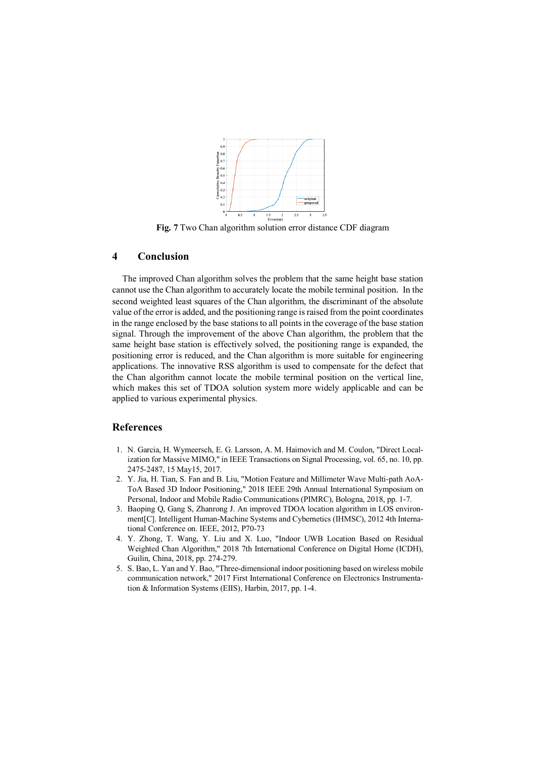Cumulative Density Function

1
0.9
0.8
0.7
0.6
0.5
0.4
0.3
0.2
0.1
0

0 0.5 1 1.5 2 2.5 3 3.5

Error(m)

original
proposed

**Fig. 7** Two Chan algorithm solution error distance CDF diagram

## 4 Conclusion

The improved Chan algorithm solves the problem that the same height base station cannot use the Chan algorithm to accurately locate the mobile terminal position. In the second weighted least squares of the Chan algorithm, the discriminant of the absolute value of the error is added, and the positioning range is raised from the point coordinates in the range enclosed by the base stations to all points in the coverage of the base station signal. Through the improvement of the above Chan algorithm, the problem that the same height base station is effectively solved, the positioning range is expanded, the positioning error is reduced, and the Chan algorithm is more suitable for engineering applications. The innovative RSS algorithm is used to compensate for the defect that the Chan algorithm cannot locate the mobile terminal position on the vertical line, which makes this set of TDOA solution system more widely applicable and can be applied to various experimental physics.

## References

1. N. Garcia, H. Wymeersch, E. G. Larsson, A. M. Haimovich and M. Coulon, "Direct Localization for Massive MIMO," in IEEE Transactions on Signal Processing, vol. 65, no. 10, pp. 2475-2487, 15 May15, 2017.
2. Y. Jia, H. Tian, S. Fan and B. Liu, "Motion Feature and Millimeter Wave Multi-path AoA-ToA Based 3D Indoor Positioning," 2018 IEEE 29th Annual International Symposium on Personal, Indoor and Mobile Radio Communications (PIMRC), Bologna, 2018, pp. 1-7.
3. Baoping Q, Gang S, Zhanrong J. An improved TDOA location algorithm in LOS environment[C]. Intelligent Human-Machine Systems and Cybernetics (IHMSC), 2012 4th International Conference on. IEEE, 2012, P70-73
4. Y. Zhong, T. Wang, Y. Liu and X. Luo, "Indoor UWB Location Based on Residual Weighted Chan Algorithm," 2018 7th International Conference on Digital Home (ICDH), Guilin, China, 2018, pp. 274-279.
5. S. Bao, L. Yan and Y. Bao, "Three-dimensional indoor positioning based on wireless mobile communication network," 2017 First International Conference on Electronics Instrumentation & Information Systems (EIIS), Harbin, 2017, pp. 1-4.